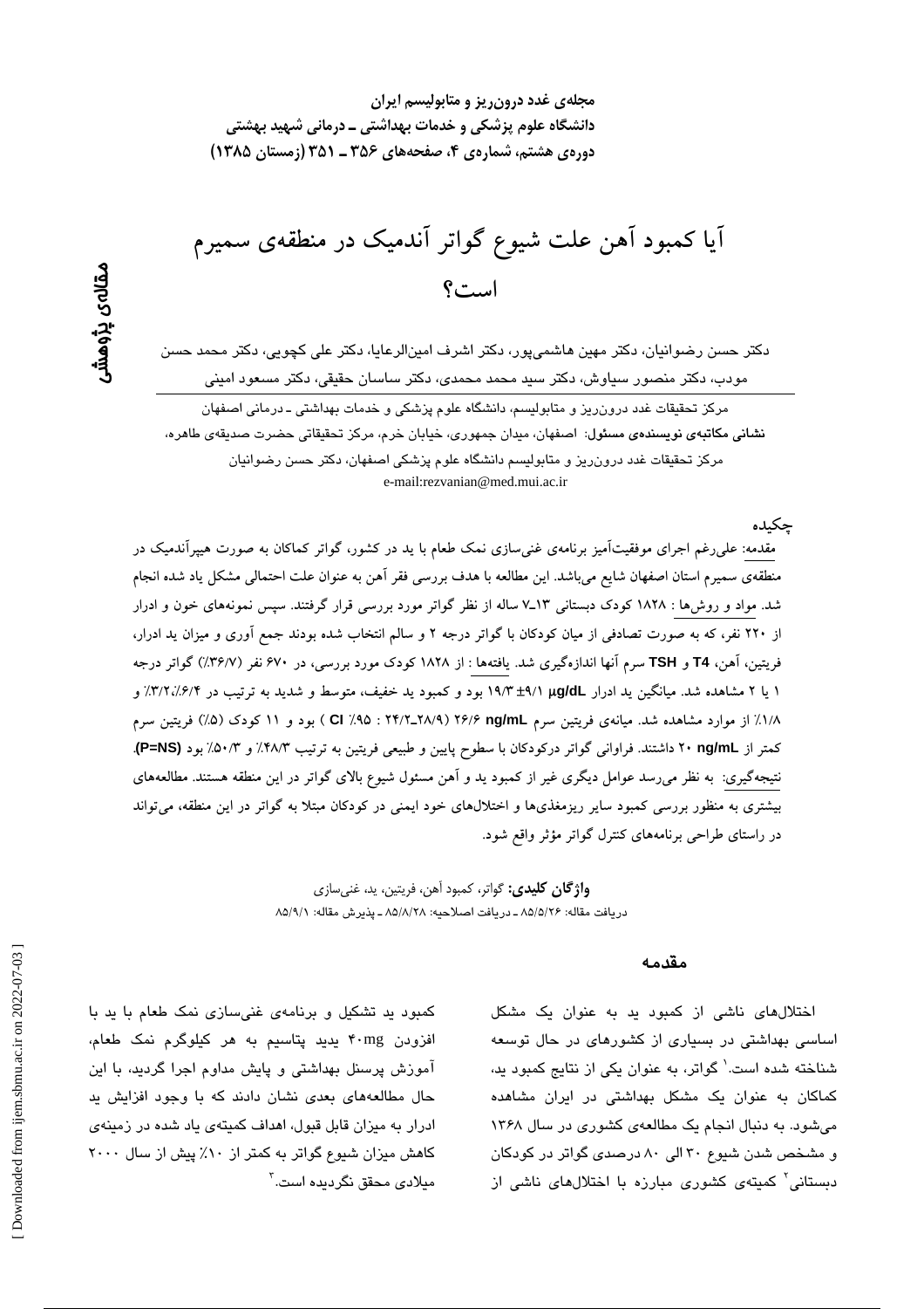مجله‌ی غدد درون‌ریز و متابولیسم ایران
دانشگاه علوم پزشکی و خدمات بهداشتی ـ درمانی شهید بهشتی
دوره‌ی هشتم، شماره‌ی ۴، صفحه‌های ۳۵۶ ـ ۳۵۱ (زمستان ۱۳۸۵)

مقاله‌ی پژوهشی

# آیا کمبود آهن علت شیوع گواتر آندمیک در منطقه‌ی سمیرم است؟

دکتر حسن رضوانیان، دکتر مهین هاشمی‌پور، دکتر اشرف امین‌الرعایا، دکتر علی کچویی، دکتر محمد حسن مودب، دکتر منصور سیاوش، دکتر سید محمد محمدی، دکتر ساسان حقیقی، دکتر مسعود امینی

مرکز تحقیقات غدد درون‌ریز و متابولیسم، دانشگاه علوم پزشکی و خدمات بهداشتی ـ درمانی اصفهان
**نشانی مکاتبه‌ی نویسنده‌ی مسئول:** اصفهان، میدان جمهوری، خیابان خرم، مرکز تحقیقاتی حضرت صدیقه‌ی طاهره، مرکز تحقیقات غدد درون‌ریز و متابولیسم دانشگاه علوم پزشکی اصفهان، دکتر حسن رضوانیان
e-mail:rezvanian@med.mui.ac.ir

## چکیده

مقدمه: علی‌رغم اجرای موفقیت‌آمیز برنامه‌ی غنی‌سازی نمک طعام با ید در کشور، گواتر کماکان به صورت هیپرآندمیک در منطقه‌ی سمیرم استان اصفهان شایع می‌باشد. این مطالعه با هدف بررسی فقر آهن به عنوان علت احتمالی مشکل یاد شده انجام شد. مواد و روش‌ها : ۱۸۲۸ کودک دبستانی ۱۳ـ۷ ساله از نظر گواتر مورد بررسی قرار گرفتند. سپس نمونه‌های خون و ادرار از ۲۲۰ نفر، که به صورت تصادفی از میان کودکان با گواتر درجه ۲ و سالم انتخاب شده بودند جمع آوری و میزان ید ادرار، فریتین، آهن، T4 و TSH سرم آنها اندازه‌گیری شد. یافته‌ها : از ۱۸۲۸ کودک مورد بررسی، در ۶۷۰ نفر (۳۶/۷٪) گواتر درجه ۱ یا ۲ مشاهده شد. میانگین ید ادرار μg/dL ۹/۱± ۱۹/۳ بود و کمبود ید خفیف، متوسط و شدید به ترتیب در ۶/۴٪،۳/۲٪ و ۱/۸٪ از موارد مشاهده شد. میانه‌ی فریتین سرم ng/mL ۲۶/۶ (۲۸/۹ـ۲۴/۲ : CI ٪۹۵ ) بود و ۱۱ کودک (۵٪) فریتین سرم کمتر از ng/mL ۲۰ داشتند. فراوانی گواتر درکودکان با سطوح پایین و طبیعی فریتین به ترتیب ۴۸/۳٪ و ۵۰/۳٪ بود (P=NS). نتیجه‌گیری: به نظر می‌رسد عوامل دیگری غیر از کمبود ید و آهن مسئول شیوع بالای گواتر در این منطقه هستند. مطالعه‌های بیشتری به منظور بررسی کمبود سایر ریزمغذی‌ها و اختلال‌های خود ایمنی در کودکان مبتلا به گواتر در این منطقه، می‌تواند در راستای طراحی برنامه‌های کنترل گواتر مؤثر واقع شود.

**واژگان کلیدی:** گواتر، کمبود آهن، فریتین، ید، غنی‌سازی
دریافت مقاله: ۸۵/۵/۲۶ ـ دریافت اصلاحیه: ۸۵/۸/۲۸ ـ پذیرش مقاله: ۸۵/۹/۱

## مقدمه

اختلال‌های ناشی از کمبود ید به عنوان یک مشکل اساسی بهداشتی در بسیاری از کشورهای در حال توسعه شناخته شده است.[1] گواتر، به عنوان یکی از نتایج کمبود ید، کماکان به عنوان یک مشکل بهداشتی در ایران مشاهده می‌شود. به دنبال انجام یک مطالعه‌ی کشوری در سال ۱۳۶۸ و مشخص شدن شیوع ۳۰ الی ۸۰ درصدی گواتر در کودکان دبستانی[2] کمیته‌ی کشوری مبارزه با اختلال‌های ناشی از کمبود ید تشکیل و برنامه‌ی غنی‌سازی نمک طعام با ید با افزودن ۴۰mg یدید پتاسیم به هر کیلوگرم نمک طعام، آموزش پرسنل بهداشتی و پایش مداوم اجرا گردید، با این حال مطالعه‌های بعدی نشان دادند که با وجود افزایش ید ادرار به میزان قابل قبول، اهداف کمیته‌ی یاد شده در زمینه‌ی کاهش میزان شیوع گواتر به کمتر از ۱۰٪ پیش از سال ۲۰۰۰ میلادی محقق نگردیده است.[3]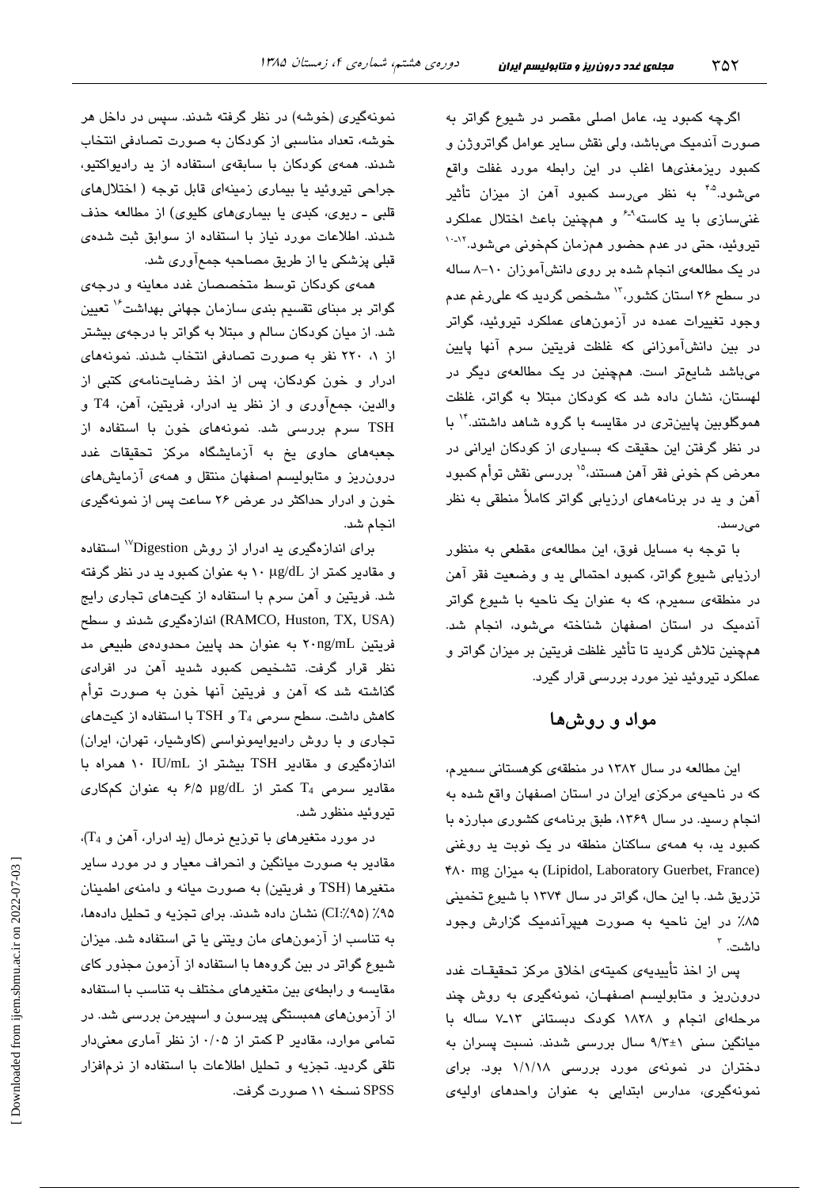اگرچه کمبود ید، عامل اصلی مقصر در شیوع گواتر به صورت آندمیک می‌باشد، ولی نقش سایر عوامل گواتروژن و کمبود ریزمغذی‌ها اغلب در این رابطه مورد غفلت واقع می‌شود.[4،5] به نظر می‌رسد کمبود آهن از میزان تأثیر غنی‌سازی با ید کاسته[6-9] و همچنین باعث اختلال عملکرد تیروئید، حتی در عدم حضور همزمان کم‌خونی می‌شود.[10-12] در یک مطالعه‌ی انجام شده بر روی دانش‌آموزان ۱۰-۸ ساله در سطح ۲۶ استان کشور،[13] مشخص گردید که علی‌رغم عدم وجود تغییرات عمده در آزمون‌های عملکرد تیروئید، گواتر در بین دانش‌آموزانی که غلظت فریتین سرم آنها پایین می‌باشد شایع‌تر است. همچنین در یک مطالعه‌ی دیگر در لهستان، نشان داده شد که کودکان مبتلا به گواتر، غلظت هموگلوبین پایین‌تری در مقایسه با گروه شاهد داشتند.[14] با در نظر گرفتن این حقیقت که بسیاری از کودکان ایرانی در معرض کم خونی فقر آهن هستند،[15] بررسی نقش توأم کمبود آهن و ید در برنامه‌های ارزیابی گواتر کاملاً منطقی به نظر می‌رسد.

با توجه به مسایل فوق، این مطالعه‌ی مقطعی به منظور ارزیابی شیوع گواتر، کمبود احتمالی ید و وضعیت فقر آهن در منطقه‌ی سمیرم، که به عنوان یک ناحیه با شیوع گواتر آندمیک در استان اصفهان شناخته می‌شود، انجام شد. همچنین تلاش گردید تا تأثیر غلظت فریتین بر میزان گواتر و عملکرد تیروئید نیز مورد بررسی قرار گیرد.

## مواد و روش‌ها

این مطالعه در سال ۱۳۸۲ در منطقه‌ی کوهستانی سمیرم، که در ناحیه‌ی مرکزی ایران در استان اصفهان واقع شده به انجام رسید. در سال ۱۳۶۹، طبق برنامه‌ی کشوری مبارزه با کمبود ید، به همه‌ی ساکنان منطقه در یک نوبت ید روغنی (Lipidol, Laboratory Guerbet, France) به میزان ۴۸۰ mg تزریق شد. با این حال، گواتر در سال ۱۳۷۴ با شیوع تخمینی ۸۵٪ در این ناحیه به صورت هیپرآندمیک گزارش وجود داشت.[3]

پس از اخذ تأییدیه‌ی کمیته‌ی اخلاق مرکز تحقیقات غدد درون‌ریز و متابولیسم اصفهان، نمونه‌گیری به روش چند مرحله‌ای انجام و ۱۸۲۸ کودک دبستانی ۱۳-۷ ساله با میانگین سنی ۱±۹/۳ سال بررسی شدند. نسبت پسران به دختران در نمونه‌ی مورد بررسی ۱/۱/۱۸ بود. برای نمونه‌گیری، مدارس ابتدایی به عنوان واحدهای اولیه‌ی نمونه‌گیری (خوشه) در نظر گرفته شدند. سپس در داخل هر خوشه، تعداد مناسبی از کودکان به صورت تصادفی انتخاب شدند. همه‌ی کودکان با سابقه‌ی استفاده از ید رادیواکتیو، جراحی تیروئید یا بیماری زمینه‌ای قابل توجه (اختلال‌های قلبی - ریوی، کبدی یا بیماری‌های کلیوی) از مطالعه حذف شدند. اطلاعات مورد نیاز با استفاده از سوابق ثبت شده‌ی قبلی پزشکی یا از طریق مصاحبه جمع‌آوری شد.

همه‌ی کودکان توسط متخصصان غدد معاینه و درجه‌ی گواتر بر مبنای تقسیم بندی سازمان جهانی بهداشت[16] تعیین شد. از میان کودکان سالم و مبتلا به گواتر با درجه‌ی بیشتر از ۱، ۲۲۰ نفر به صورت تصادفی انتخاب شدند. نمونه‌های ادرار و خون کودکان، پس از اخذ رضایت‌نامه‌ی کتبی از والدین، جمع‌آوری و از نظر ید ادرار، فریتین، آهن، T4 و TSH سرم بررسی شد. نمونه‌های خون با استفاده از جعبه‌های حاوی یخ به آزمایشگاه مرکز تحقیقات غدد درون‌ریز و متابولیسم اصفهان منتقل و همه‌ی آزمایش‌های خون و ادرار حداکثر در عرض ۲۶ ساعت پس از نمونه‌گیری انجام شد.

برای اندازه‌گیری ید ادرار از روش Digestion[17] استفاده و مقادیر کمتر از ۱۰ µg/dL به عنوان کمبود ید در نظر گرفته شد. فریتین و آهن سرم با استفاده از کیت‌های تجاری رایج (RAMCO, Huston, TX, USA) اندازه‌گیری شدند و سطح فریتین ۲۰ng/mL به عنوان حد پایین محدوده‌ی طبیعی مد نظر قرار گرفت. تشخیص کمبود شدید آهن در افرادی گذاشته شد که آهن و فریتین آنها خون به صورت توأم کاهش داشت. سطح سرمی $T_4$ و TSH با استفاده از کیت‌های تجاری و با روش رادیوایمونواسی (کاوشیار، تهران، ایران) اندازه‌گیری و مقادیر TSH بیشتر از ۱۰ IU/mL همراه با مقادیر سرمی $T_4$ کمتر از ۶/۵ µg/dL به عنوان کم‌کاری تیروئید منظور شد.

در مورد متغیرهای با توزیع نرمال (ید ادرار، آهن و $T_4$)، مقادیر به صورت میانگین و انحراف معیار و در مورد سایر متغیرها (TSH و فریتین) به صورت میانه و دامنه‌ی اطمینان ۹۵٪ (CI:٪۹۵) نشان داده شدند. برای تجزیه و تحلیل داده‌ها، به تناسب از آزمون‌های مان ویتنی یا تی استفاده شد. میزان شیوع گواتر در بین گروه‌ها با استفاده از آزمون مجذور کای مقایسه و رابطه‌ی بین متغیرهای مختلف به تناسب با استفاده از آزمون‌های همبستگی پیرسون و اسپیرمن بررسی شد. در تمامی موارد، مقادیر P کمتر از ۰/۰۵ از نظر آماری معنی‌دار تلقی گردید. تجزیه و تحلیل اطلاعات با استفاده از نرم‌افزار SPSS نسخه ۱۱ صورت گرفت.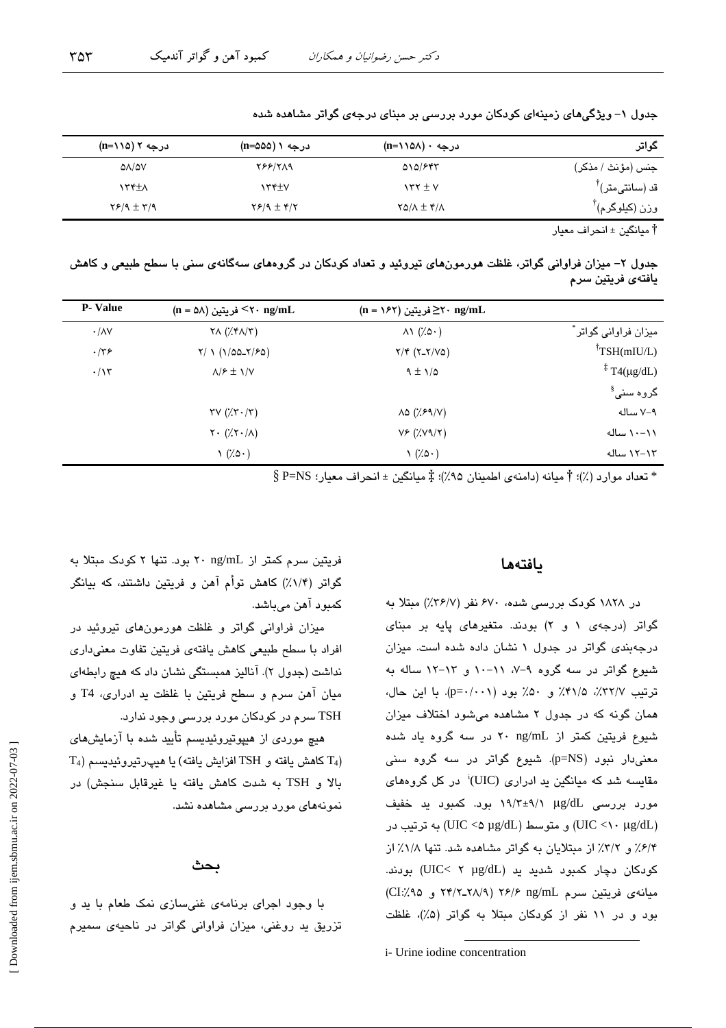جدول ۱- ویژگی‌های زمینه‌ای کودکان مورد بررسی بر مبنای درجه‌ی گواتر مشاهده شده

| گواتر | درجه ۰ (n=۱۱۵۸) | درجه ۱ (n=۵۵۵) | درجه ۲ (n=۱۱۵) |
|---|---|---|---|
| جنس (مؤنث / مذکر) | ۵۱۵/۶۴۳ | ۲۶۶/۲۸۹ | ۵۸/۵۷ |
| قد (سانتی‌متر)[†] | ۱۳۲ ± ۷ | ۱۳۴±۷ | ۱۳۴±۸ |
| وزن (کیلوگرم)[†] | ۲۵/۸ ± ۴/۸ | ۲۶/۹ ± ۴/۲ | ۲۶/۹ ± ۳/۹ |

† میانگین ± انحراف معیار

جدول ۲- میزان فراوانی گواتر، غلظت هورمون‌های تیروئید و تعداد کودکان در گروه‌های سه‌گانه‌ی سنی با سطح طبیعی و کاهش یافته‌ی فریتین سرم

| | فریتین ≥۲۰ ng/mL (n = ۱۶۲) | فریتین <۲۰ ng/mL (n = ۵۸) | P- Value |
|---|---|---|---|
| میزان فراوانی گواتر[*] | ۸۱ (۵۰٪) | ۲۸ (۴۸/۳٪) | ۰/۸۷ |
| TSH(mIU/L)[†] | ۲/۴ (۲-۲/۷۵) | ۲/ ۱ (۱/۵۵-۲/۶۵) | ۰/۳۶ |
| T4(µg/dL)[‡] | ۹ ± ۱/۵ | ۸/۶ ± ۱/۷ | ۰/۱۳ |
| گروه سنی[§] | | | |
| ۷-۹ ساله | ۸۵ (۶۹/۷٪) | ۳۷ (۳۰/۳٪) | |
| ۱۰-۱۱ ساله | ۷۶ (۷۹/۲٪) | ۲۰ (۲۰/۸٪) | |
| ۱۲-۱۳ ساله | ۱ (۵۰٪) | ۱ (۵۰٪) | |

* تعداد موارد (٪)؛ † میانه (دامنه‌ی اطمینان ۹۵٪)؛ ‡ میانگین ± انحراف معیار؛ § P=NS

## یافته‌ها

در ۱۸۲۸ کودک بررسی شده، ۶۷۰ نفر (۳۶/۷٪) مبتلا به گواتر (درجه‌ی ۱ و ۲) بودند. متغیرهای پایه بر مبنای درجه‌بندی گواتر در جدول ۱ نشان داده شده است. میزان شیوع گواتر در سه گروه ۹-۷، ۱۱-۱۰ و ۱۳-۱۲ ساله به ترتیب ۳۲/۷٪، ۴۱/۵٪ و ۵۰٪ بود (p=۰/۰۰۱). با این حال، همان گونه که در جدول ۲ مشاهده می‌شود اختلاف میزان شیوع فریتین کمتر از ۲۰ ng/mL در سه گروه یاد شده معنی‌دار نبود (p=NS). شیوع گواتر در سه گروه سنی مقایسه شد که میانگین ید ادراری (UIC)[i] در کل گروه‌های مورد بررسی ۱۹/۳±۹/۱ µg/dL بود. کمبود ید خفیف (UIC <۱۰ µg/dL) و متوسط (UIC <۵ µg/dL) به ترتیب در ۶/۴٪ و ۳/۲٪ از مبتلایان به گواتر مشاهده شد. تنها ۱/۸٪ از کودکان دچار کمبود شدید ید (UIC< ۲ µg/dL) بودند. میانه‌ی فریتین سرم ۲۶/۶ ng/mL (۲۸/۹-۲۴/۲ و CI:٪۹۵) بود و در ۱۱ نفر از کودکان مبتلا به گواتر (۵٪)، غلظت فریتین سرم کمتر از ۲۰ ng/mL بود. تنها ۲ کودک مبتلا به گواتر (۱/۴٪) کاهش توأم آهن و فریتین داشتند، که بیانگر کمبود آهن می‌باشد.

میزان فراوانی گواتر و غلظت هورمون‌های تیروئید در افراد با سطح طبیعی کاهش یافته‌ی فریتین تفاوت معنی‌داری نداشت (جدول ۲). آنالیز همبستگی نشان داد که هیچ رابطه‌ای میان آهن سرم و سطح فریتین با غلظت ید ادراری، T4 و TSH سرم در کودکان مورد بررسی وجود ندارد.

هیچ موردی از هیپوتیروئیدیسم تأیید شده با آزمایش‌های ($T_4$ کاهش یافته و TSH افزایش یافته) یا هیپرتیروئیدیسم ($T_4$ بالا و TSH به شدت کاهش یافته یا غیرقابل سنجش) در نمونه‌های مورد بررسی مشاهده نشد.

## بحث

با وجود اجرای برنامه‌ی غنی‌سازی نمک طعام با ید و تزریق ید روغنی، میزان فراوانی گواتر در ناحیه‌ی سمیرم

i- Urine iodine concentration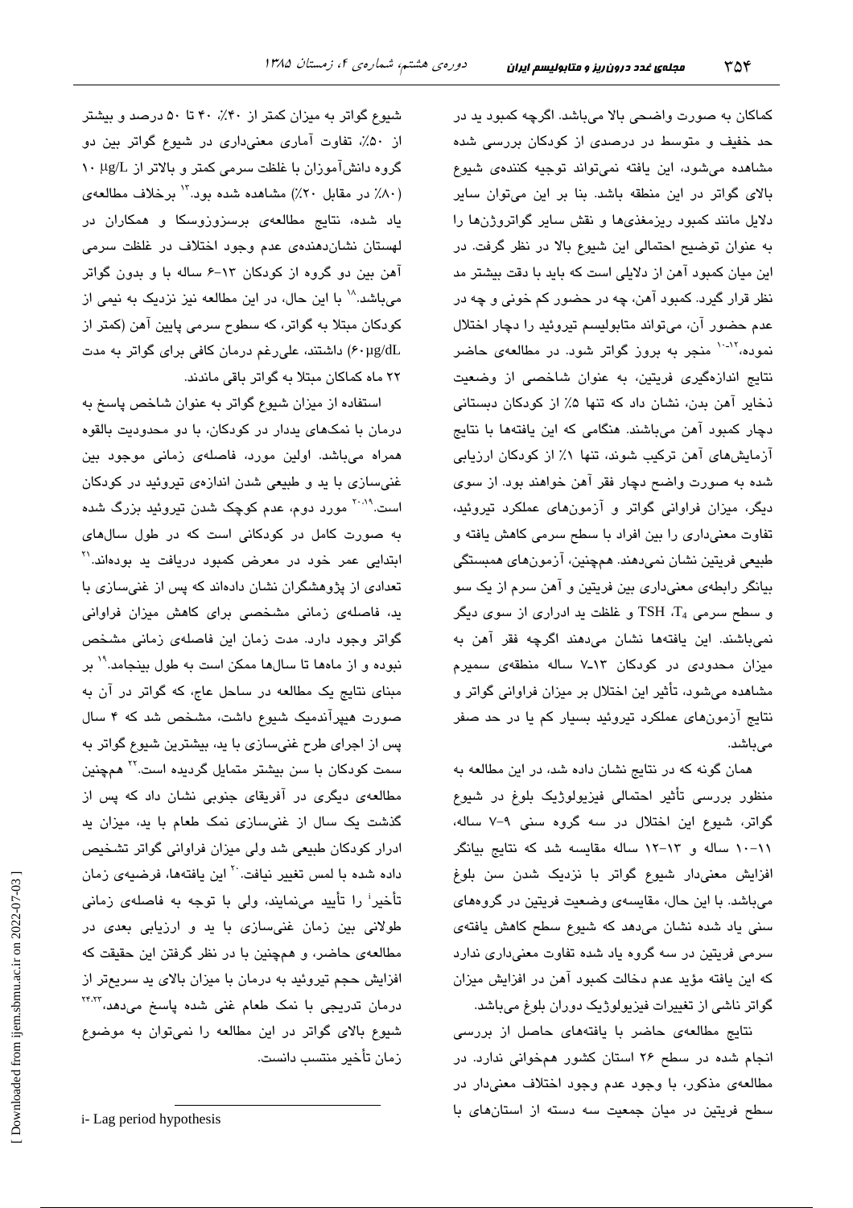کماکان به صورت واضحی بالا می‌باشد. اگرچه کمبود ید در حد خفیف و متوسط در درصدی از کودکان بررسی شده مشاهده می‌شود، این یافته نمی‌تواند توجیه کننده‌ی شیوع بالای گواتر در این منطقه باشد. بنا بر این می‌توان سایر دلایل مانند کمبود ریزمغذی‌ها و نقش سایر گواتروژن‌ها را به عنوان توضیح احتمالی این شیوع بالا در نظر گرفت. در این میان کمبود آهن از دلایلی است که باید با دقت بیشتر مد نظر قرار گیرد. کمبود آهن، چه در حضور کم خونی و چه در عدم حضور آن، می‌تواند متابولیسم تیروئید را دچار اختلال نموده،[10-12] منجر به بروز گواتر شود. در مطالعه‌ی حاضر نتایج اندازه‌گیری فریتین، به عنوان شاخصی از وضعیت ذخایر آهن بدن، نشان داد که تنها ۵٪ از کودکان دبستانی دچار کمبود آهن می‌باشند. هنگامی که این یافته‌ها با نتایج آزمایش‌های آهن ترکیب شوند، تنها ۱٪ از کودکان ارزیابی شده به صورت واضح دچار فقر آهن خواهند بود. از سوی دیگر، میزان فراوانی گواتر و آزمون‌های عملکرد تیروئید، تفاوت معنی‌داری را بین افراد با سطح سرمی کاهش یافته و طبیعی فریتین نشان نمی‌دهند. همچنین، آزمون‌های همبستگی بیانگر رابطه‌ی معنی‌داری بین فریتین و آهن سرم از یک سو و سطح سرمی $T_4$، TSH و غلظت ید ادراری از سوی دیگر نمی‌باشند. این یافته‌ها نشان می‌دهند اگرچه فقر آهن به میزان محدودی در کودکان ۱۳-۷ ساله منطقه‌ی سمیرم مشاهده می‌شود، تأثیر این اختلال بر میزان فراوانی گواتر و نتایج آزمون‌های عملکرد تیروئید بسیار کم یا در حد صفر می‌باشد.

همان گونه که در نتایج نشان داده شد، در این مطالعه به منظور بررسی تأثیر احتمالی فیزیولوژیک بلوغ در شیوع گواتر، شیوع این اختلال در سه گروه سنی ۹-۷ ساله، ۱۱-۱۰ ساله و ۱۳-۱۲ ساله مقایسه شد که نتایج بیانگر افزایش معنی‌دار شیوع گواتر با نزدیک شدن سن بلوغ می‌باشد. با این حال، مقایسه‌ی وضعیت فریتین در گروه‌های سنی یاد شده نشان می‌دهد که شیوع سطح کاهش یافته‌ی سرمی فریتین در سه گروه یاد شده تفاوت معنی‌داری ندارد که این یافته مؤید عدم دخالت کمبود آهن در افزایش میزان گواتر ناشی از تغییرات فیزیولوژیک دوران بلوغ می‌باشد.

نتایج مطالعه‌ی حاضر با یافته‌های حاصل از بررسی انجام شده در سطح ۲۶ استان کشور همخوانی ندارد. در مطالعه‌ی مذکور، با وجود عدم وجود اختلاف معنی‌دار در سطح فریتین در میان جمعیت سه دسته از استان‌های با شیوع گواتر به میزان کمتر از ۴۰٪، ۴۰ تا ۵۰ درصد و بیشتر از ۵۰٪، تفاوت آماری معنی‌داری در شیوع گواتر بین دو گروه دانش‌آموزان با غلظت سرمی کمتر و بالاتر از ۱۰ µg/L (۸۰٪ در مقابل ۲۰٪) مشاهده شده بود.[13] برخلاف مطالعه‌ی یاد شده، نتایج مطالعه‌ی برسزوزوسکا و همکاران در لهستان نشان‌دهنده‌ی عدم وجود اختلاف در غلظت سرمی آهن بین دو گروه از کودکان ۱۳-۶ ساله با و بدون گواتر می‌باشد.[18] با این حال، در این مطالعه نیز نزدیک به نیمی از کودکان مبتلا به گواتر، که سطوح سرمی پایین آهن (کمتر از ۶۰µg/dL) داشتند، علی‌رغم درمان کافی برای گواتر به مدت ۲۲ ماه کماکان مبتلا به گواتر باقی ماندند.

استفاده از میزان شیوع گواتر به عنوان شاخص پاسخ به درمان با نمک‌های یددار در کودکان، با دو محدودیت بالقوه همراه می‌باشد. اولین مورد، فاصله‌ی زمانی موجود بین غنی‌سازی با ید و طبیعی شدن اندازه‌ی تیروئید در کودکان است.[19،20] مورد دوم، عدم کوچک شدن تیروئید بزرگ شده به صورت کامل در کودکانی است که در طول سال‌های ابتدایی عمر خود در معرض کمبود دریافت ید بوده‌اند.[21] تعدادی از پژوهشگران نشان داده‌اند که پس از غنی‌سازی با ید، فاصله‌ی زمانی مشخصی برای کاهش میزان فراوانی گواتر وجود دارد. مدت زمان این فاصله‌ی زمانی مشخص نبوده و از ماه‌ها تا سال‌ها ممکن است به طول بینجامد.[19] بر مبنای نتایج یک مطالعه در ساحل عاج، که گواتر در آن به صورت هیپرآندمیک شیوع داشت، مشخص شد که ۴ سال پس از اجرای طرح غنی‌سازی با ید، بیشترین شیوع گواتر به سمت کودکان با سن بیشتر متمایل گردیده است.[22] همچنین مطالعه‌ی دیگری در آفریقای جنوبی نشان داد که پس از گذشت یک سال از غنی‌سازی نمک طعام با ید، میزان ید ادرار کودکان طبیعی شد ولی میزان فراوانی گواتر تشخیص داده شده با لمس تغییر نیافت.[20] این یافته‌ها، فرضیه‌ی زمان تأخیر[i] را تأیید می‌نمایند، ولی با توجه به فاصله‌ی زمانی طولانی بین زمان غنی‌سازی با ید و ارزیابی بعدی در مطالعه‌ی حاضر، و همچنین با در نظر گرفتن این حقیقت که افزایش حجم تیروئید به درمان با میزان بالای ید سریع‌تر از درمان تدریجی با نمک طعام غنی شده پاسخ می‌دهد،[23،24] شیوع بالای گواتر در این مطالعه را نمی‌توان به موضوع زمان تأخیر منتسب دانست.

i- Lag period hypothesis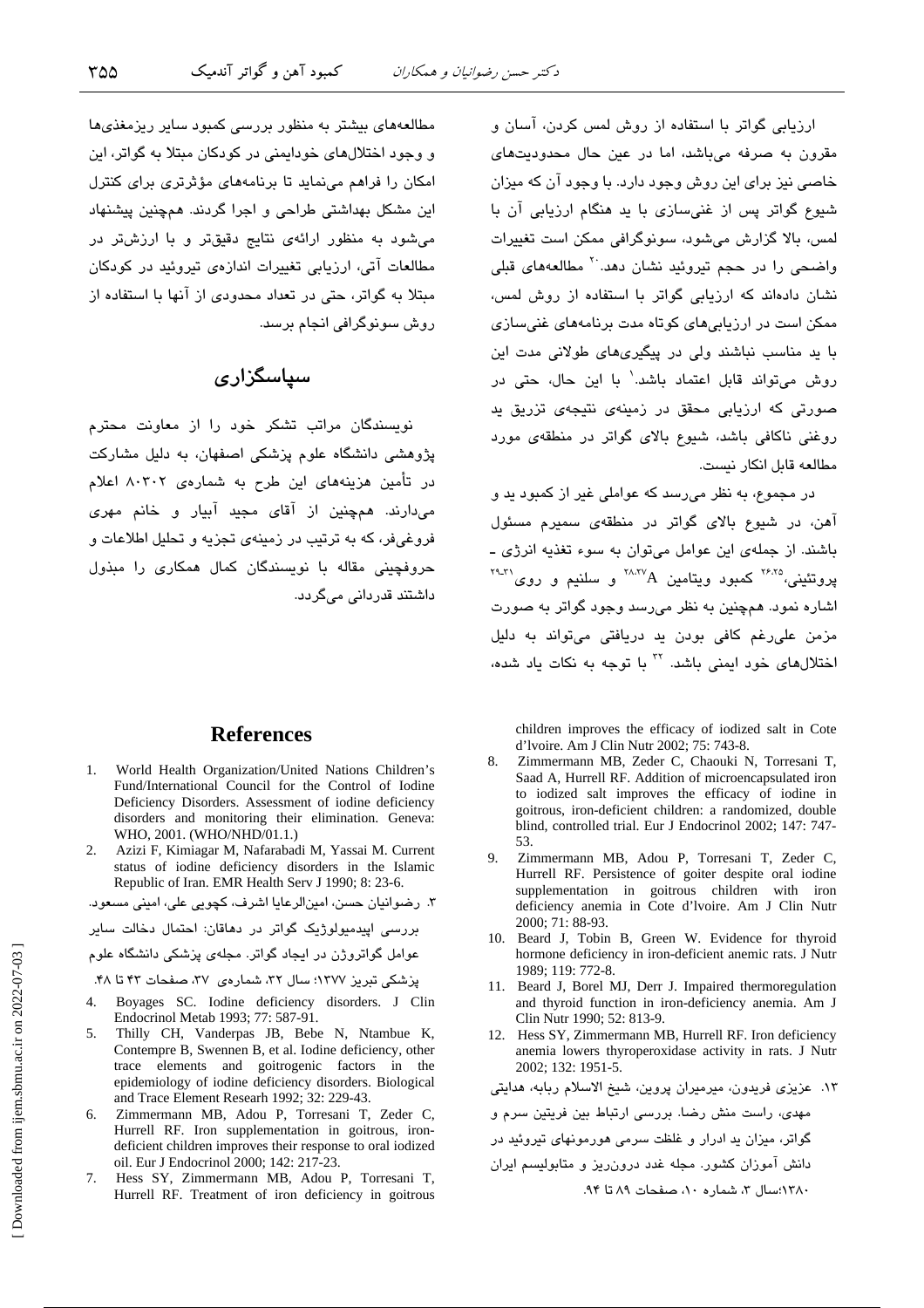ارزیابی گواتر با استفاده از روش لمس کردن، آسان و مقرون به صرفه می‌باشد، اما در عین حال محدودیت‌های خاصی نیز برای این روش وجود دارد. با وجود آن که میزان شیوع گواتر پس از غنی‌سازی با ید هنگام ارزیابی آن با لمس، بالا گزارش می‌شود، سونوگرافی ممکن است تغییرات واضحی را در حجم تیروئید نشان دهد.[20] مطالعه‌های قبلی نشان داده‌اند که ارزیابی گواتر با استفاده از روش لمس، ممکن است در ارزیابی‌های کوتاه مدت برنامه‌های غنی‌سازی با ید مناسب نباشند ولی در پیگیری‌های طولانی مدت این روش می‌تواند قابل اعتماد باشد.[1] با این حال، حتی در صورتی که ارزیابی محقق در زمینه‌ی نتیجه‌ی تزریق ید روغنی ناکافی باشد، شیوع بالای گواتر در منطقه‌ی مورد مطالعه قابل انکار نیست.

در مجموع، به نظر می‌رسد که عواملی غیر از کمبود ید و آهن، در شیوع بالای گواتر در منطقه‌ی سمیرم مسئول باشند. از جمله‌ی این عوامل می‌توان به سوء تغذیه انرژی ـ پروتئینی،[25،26] کمبود ویتامین A[27،28] و سلنیم و روی[29-31] اشاره نمود. همچنین به نظر می‌رسد وجود گواتر به صورت مزمن علی‌رغم کافی بودن ید دریافتی می‌تواند به دلیل اختلال‌های خود ایمنی باشد.[32] با توجه به نکات یاد شده، مطالعه‌های بیشتر به منظور بررسی کمبود سایر ریزمغذی‌ها و وجود اختلال‌های خودایمنی در کودکان مبتلا به گواتر، این امکان را فراهم می‌نماید تا برنامه‌های مؤثرتری برای کنترل این مشکل بهداشتی طراحی و اجرا گردند. همچنین پیشنهاد می‌شود به منظور ارائه‌ی نتایج دقیق‌تر و با ارزش‌تر در مطالعات آتی، ارزیابی تغییرات اندازه‌ی تیروئید در کودکان مبتلا به گواتر، حتی در تعداد محدودی از آنها با استفاده از روش سونوگرافی انجام برسد.

## سپاسگزاری

نویسندگان مراتب تشکر خود را از معاونت محترم پژوهشی دانشگاه علوم پزشکی اصفهان، به دلیل مشارکت در تأمین هزینه‌های این طرح به شماره‌ی ۸۰۳۰۲ اعلام می‌دارند. همچنین از آقای مجید آبیار و خانم مهری فروغی‌فر، که به ترتیب در زمینه‌ی تجزیه و تحلیل اطلاعات و حروفچینی مقاله با نویسندگان کمال همکاری را مبذول داشتند قدردانی می‌گردد.

## References

1. World Health Organization/United Nations Children's Fund/International Council for the Control of Iodine Deficiency Disorders. Assessment of iodine deficiency disorders and monitoring their elimination. Geneva: WHO, 2001. (WHO/NHD/01.1.)
2. Azizi F, Kimiagar M, Nafarabadi M, Yassai M. Current status of iodine deficiency disorders in the Islamic Republic of Iran. EMR Health Serv J 1990; 8: 23-6.
3. رضوانیان حسن، امین‌الرعایا اشرف، کچویی علی، امینی مسعود. بررسی اپیدمیولوژیک گواتر در دهاقان: احتمال دخالت سایر عوامل گواتروژن در ایجاد گواتر. مجله‌ی پزشکی دانشگاه علوم پزشکی تبریز ۱۳۷۷؛ سال ۳۲، شماره‌ی ۳۷، صفحات ۴۳ تا ۴۸.
4. Boyages SC. Iodine deficiency disorders. J Clin Endocrinol Metab 1993; 77: 587-91.
5. Thilly CH, Vanderpas JB, Bebe N, Ntambue K, Contempre B, Swennen B, et al. Iodine deficiency, other trace elements and goitrogenic factors in the epidemiology of iodine deficiency disorders. Biological and Trace Element Researh 1992; 32: 229-43.
6. Zimmermann MB, Adou P, Torresani T, Zeder C, Hurrell RF. Iron supplementation in goitrous, iron-deficient children improves their response to oral iodized oil. Eur J Endocrinol 2000; 142: 217-23.
7. Hess SY, Zimmermann MB, Adou P, Torresani T, Hurrell RF. Treatment of iron deficiency in goitrous children improves the efficacy of iodized salt in Cote d'Ivoire. Am J Clin Nutr 2002; 75: 743-8.
8. Zimmermann MB, Zeder C, Chaouki N, Torresani T, Saad A, Hurrell RF. Addition of microencapsulated iron to iodized salt improves the efficacy of iodine in goitrous, iron-deficient children: a randomized, double blind, controlled trial. Eur J Endocrinol 2002; 147: 747-53.
9. Zimmermann MB, Adou P, Torresani T, Zeder C, Hurrell RF. Persistence of goiter despite oral iodine supplementation in goitrous children with iron deficiency anemia in Cote d'Ivoire. Am J Clin Nutr 2000; 71: 88-93.
10. Beard J, Tobin B, Green W. Evidence for thyroid hormone deficiency in iron-deficient anemic rats. J Nutr 1989; 119: 772-8.
11. Beard J, Borel MJ, Derr J. Impaired thermoregulation and thyroid function in iron-deficiency anemia. Am J Clin Nutr 1990; 52: 813-9.
12. Hess SY, Zimmermann MB, Hurrell RF. Iron deficiency anemia lowers thyroperoxidase activity in rats. J Nutr 2002; 132: 1951-5.
13. عزیزی فریدون، میرمیران پروین، شیخ الاسلام ربابه، هدایتی مهدی، راست منش رضا. بررسی ارتباط بین فریتین سرم و گواتر، میزان ید ادرار و غلظت سرمی هورمونهای تیروئید در دانش آموزان کشور. مجله غدد درون‌ریز و متابولیسم ایران ۱۳۸۰؛سال ۳، شماره ۱۰، صفحات ۸۹ تا ۹۴.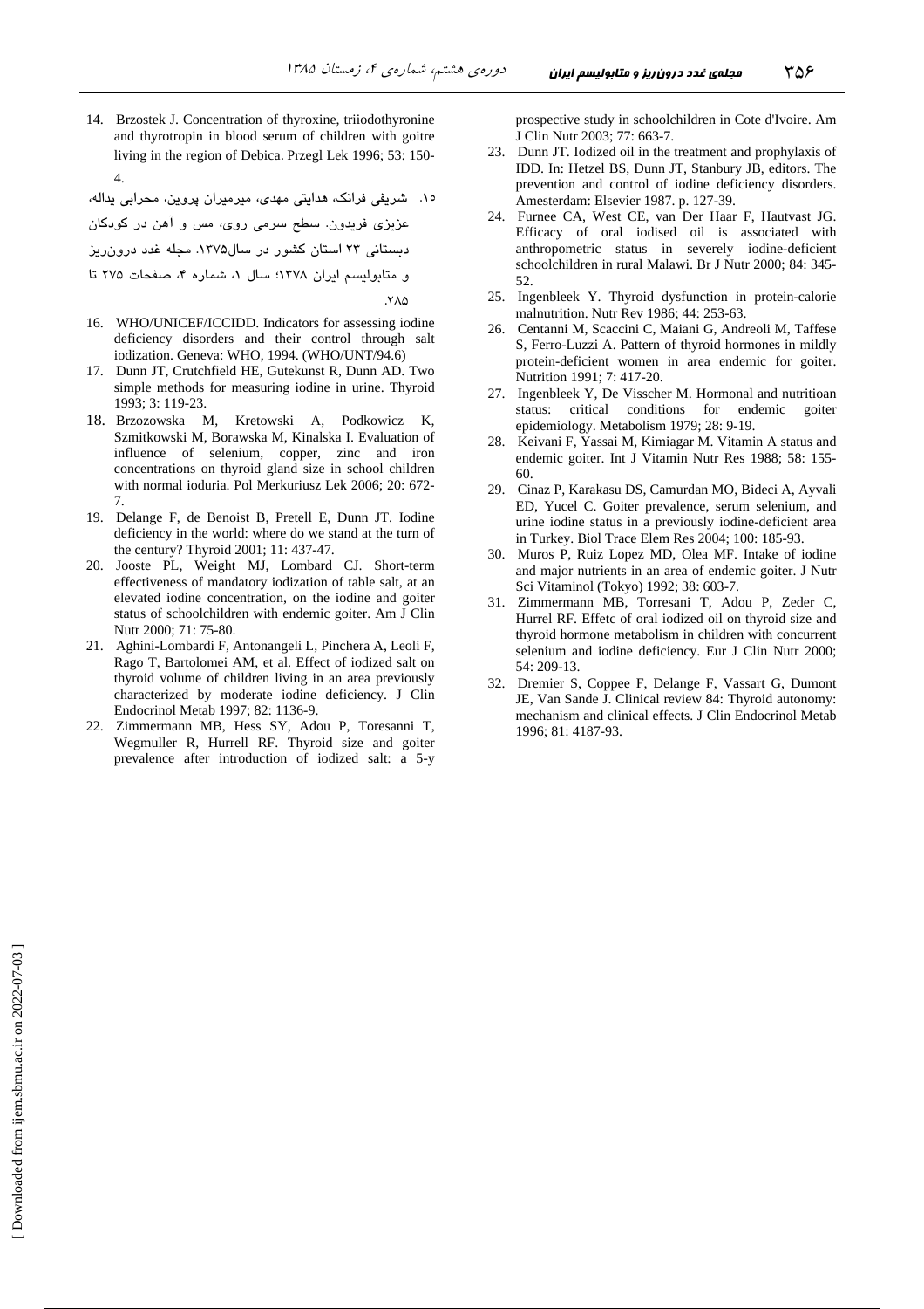14. Brzostek J. Concentration of thyroxine, triiodothyronine and thyrotropin in blood serum of children with goitre living in the region of Debica. Przegl Lek 1996; 53: 150-4.

۱۵. شریفی فرانک، هدایتی مهدی، میرمیران پروین، محرابی یداله، عزیزی فریدون. سطح سرمی روی، مس و آهن در کودکان دبستانی ۲۳ استان کشور در سال۱۳۷۵. مجله غدد درون‌ریز و متابولیسم ایران ۱۳۷۸؛ سال ۱، شماره ۴، صفحات ۲۷۵ تا ۲۸۵.

16. WHO/UNICEF/ICCIDD. Indicators for assessing iodine deficiency disorders and their control through salt iodization. Geneva: WHO, 1994. (WHO/UNT/94.6)
17. Dunn JT, Crutchfield HE, Gutekunst R, Dunn AD. Two simple methods for measuring iodine in urine. Thyroid 1993; 3: 119-23.
18. Brzozowska M, Kretowski A, Podkowicz K, Szmitkowski M, Borawska M, Kinalska I. Evaluation of influence of selenium, copper, zinc and iron concentrations on thyroid gland size in school children with normal ioduria. Pol Merkuriusz Lek 2006; 20: 672-7.
19. Delange F, de Benoist B, Pretell E, Dunn JT. Iodine deficiency in the world: where do we stand at the turn of the century? Thyroid 2001; 11: 437-47.
20. Jooste PL, Weight MJ, Lombard CJ. Short-term effectiveness of mandatory iodization of table salt, at an elevated iodine concentration, on the iodine and goiter status of schoolchildren with endemic goiter. Am J Clin Nutr 2000; 71: 75-80.
21. Aghini-Lombardi F, Antonangeli L, Pinchera A, Leoli F, Rago T, Bartolomei AM, et al. Effect of iodized salt on thyroid volume of children living in an area previously characterized by moderate iodine deficiency. J Clin Endocrinol Metab 1997; 82: 1136-9.
22. Zimmermann MB, Hess SY, Adou P, Toresanni T, Wegmuller R, Hurrell RF. Thyroid size and goiter prevalence after introduction of iodized salt: a 5-y prospective study in schoolchildren in Cote d'Ivoire. Am J Clin Nutr 2003; 77: 663-7.
23. Dunn JT. Iodized oil in the treatment and prophylaxis of IDD. In: Hetzel BS, Dunn JT, Stanbury JB, editors. The prevention and control of iodine deficiency disorders. Amesterdam: Elsevier 1987. p. 127-39.
24. Furnee CA, West CE, van Der Haar F, Hautvast JG. Efficacy of oral iodised oil is associated with anthropometric status in severely iodine-deficient schoolchildren in rural Malawi. Br J Nutr 2000; 84: 345-52.
25. Ingenbleek Y. Thyroid dysfunction in protein-calorie malnutrition. Nutr Rev 1986; 44: 253-63.
26. Centanni M, Scaccini C, Maiani G, Andreoli M, Taffese S, Ferro-Luzzi A. Pattern of thyroid hormones in mildly protein-deficient women in area endemic for goiter. Nutrition 1991; 7: 417-20.
27. Ingenbleek Y, De Visscher M. Hormonal and nutritioan status: critical conditions for endemic goiter epidemiology. Metabolism 1979; 28: 9-19.
28. Keivani F, Yassai M, Kimiagar M. Vitamin A status and endemic goiter. Int J Vitamin Nutr Res 1988; 58: 155-60.
29. Cinaz P, Karakasu DS, Camurdan MO, Bideci A, Ayvali ED, Yucel C. Goiter prevalence, serum selenium, and urine iodine status in a previously iodine-deficient area in Turkey. Biol Trace Elem Res 2004; 100: 185-93.
30. Muros P, Ruiz Lopez MD, Olea MF. Intake of iodine and major nutrients in an area of endemic goiter. J Nutr Sci Vitaminol (Tokyo) 1992; 38: 603-7.
31. Zimmermann MB, Torresani T, Adou P, Zeder C, Hurrel RF. Effetc of oral iodized oil on thyroid size and thyroid hormone metabolism in children with concurrent selenium and iodine deficiency. Eur J Clin Nutr 2000; 54: 209-13.
32. Dremier S, Coppee F, Delange F, Vassart G, Dumont JE, Van Sande J. Clinical review 84: Thyroid autonomy: mechanism and clinical effects. J Clin Endocrinol Metab 1996; 81: 4187-93.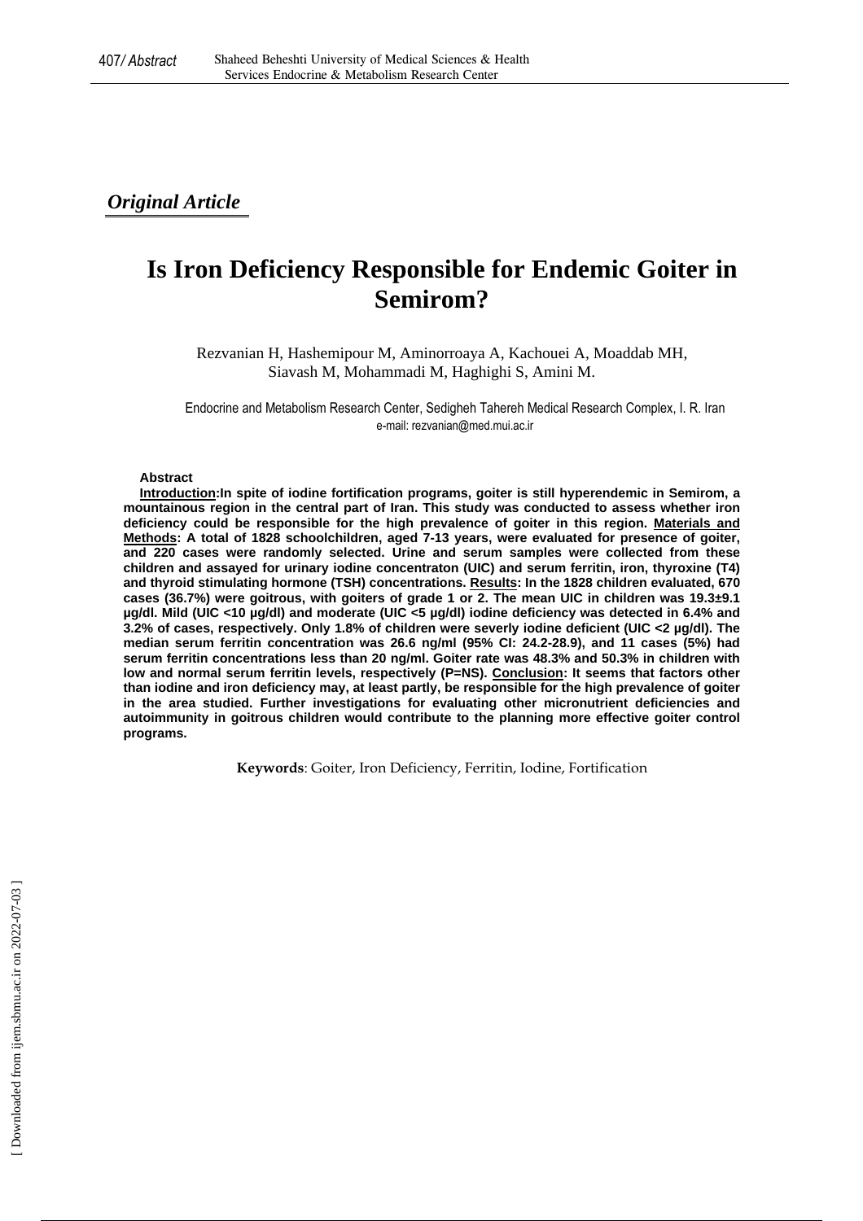*Original Article*

# Is Iron Deficiency Responsible for Endemic Goiter in Semirom?

Rezvanian H, Hashemipour M, Aminorroaya A, Kachouei A, Moaddab MH, Siavash M, Mohammadi M, Haghighi S, Amini M.

Endocrine and Metabolism Research Center, Sedigheh Tahereh Medical Research Complex, I. R. Iran
e-mail: rezvanian@med.mui.ac.ir

**Abstract**

**Introduction:In spite of iodine fortification programs, goiter is still hyperendemic in Semirom, a mountainous region in the central part of Iran. This study was conducted to assess whether iron deficiency could be responsible for the high prevalence of goiter in this region. Materials and Methods: A total of 1828 schoolchildren, aged 7-13 years, were evaluated for presence of goiter, and 220 cases were randomly selected. Urine and serum samples were collected from these children and assayed for urinary iodine concentraton (UIC) and serum ferritin, iron, thyroxine (T4) and thyroid stimulating hormone (TSH) concentrations. Results: In the 1828 children evaluated, 670 cases (36.7%) were goitrous, with goiters of grade 1 or 2. The mean UIC in children was 19.3±9.1 μg/dl. Mild (UIC <10 μg/dl) and moderate (UIC <5 μg/dl) iodine deficiency was detected in 6.4% and 3.2% of cases, respectively. Only 1.8% of children were severly iodine deficient (UIC <2 μg/dl). The median serum ferritin concentration was 26.6 ng/ml (95% CI: 24.2-28.9), and 11 cases (5%) had serum ferritin concentrations less than 20 ng/ml. Goiter rate was 48.3% and 50.3% in children with low and normal serum ferritin levels, respectively (P=NS). Conclusion: It seems that factors other than iodine and iron deficiency may, at least partly, be responsible for the high prevalence of goiter in the area studied. Further investigations for evaluating other micronutrient deficiencies and autoimmunity in goitrous children would contribute to the planning more effective goiter control programs.**

**Keywords**: Goiter, Iron Deficiency, Ferritin, Iodine, Fortification